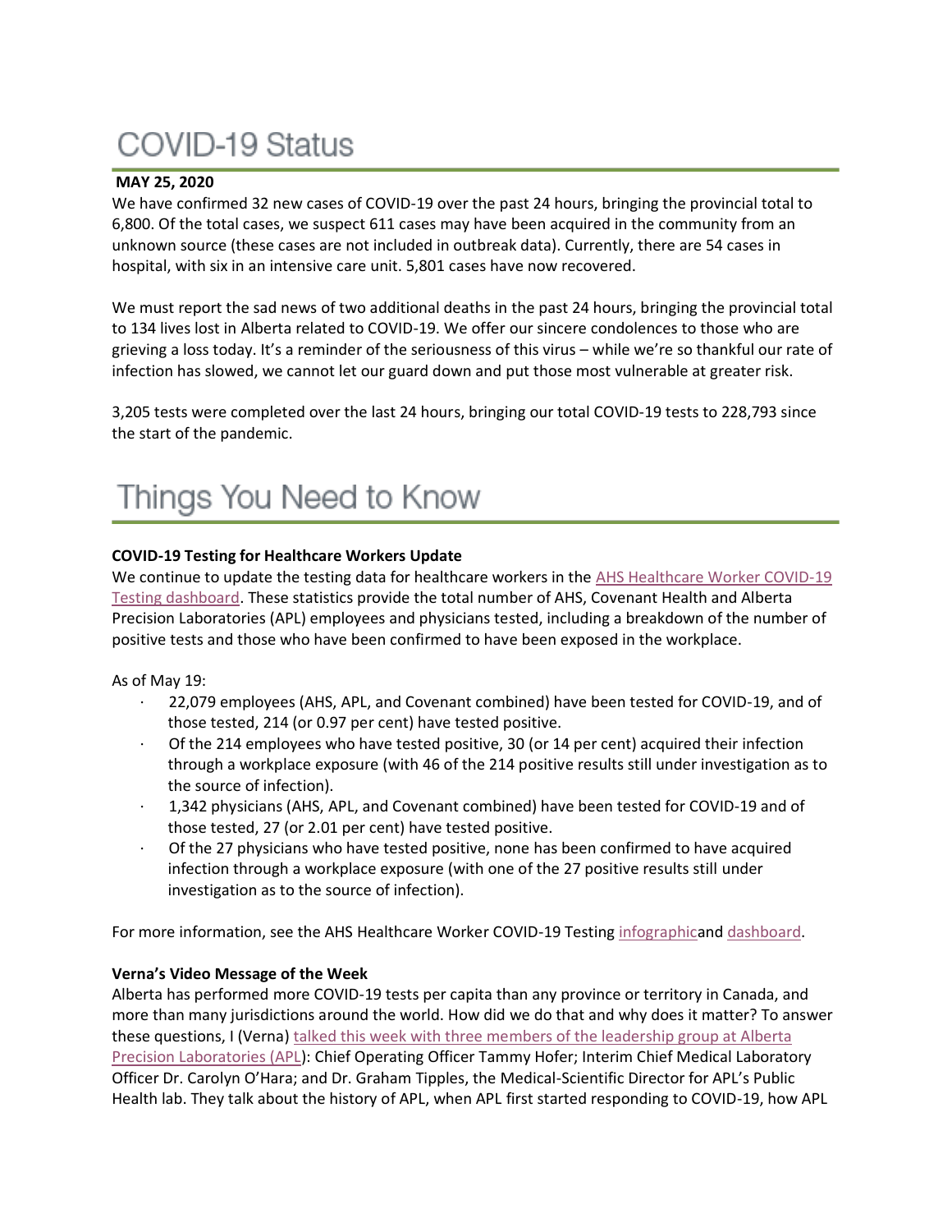# COVID-19 Status

**MAY 25, 2020**

We have confirmed 32 new cases of COVID-19 over the past 24 hours, bringing the provincial total to 6,800. Of the total cases, we suspect 611 cases may have been acquired in the community from an unknown source (these cases are not included in outbreak data). Currently, there are 54 cases in hospital, with six in an intensive care unit. 5,801 cases have now recovered.

We must report the sad news of two additional deaths in the past 24 hours, bringing the provincial total to 134 lives lost in Alberta related to COVID-19. We offer our sincere condolences to those who are grieving a loss today. It's a reminder of the seriousness of this virus – while we're so thankful our rate of infection has slowed, we cannot let our guard down and put those most vulnerable at greater risk.

3,205 tests were completed over the last 24 hours, bringing our total COVID-19 tests to 228,793 since the start of the pandemic.

# Things You Need to Know

**COVID-19 Testing for Healthcare Workers Update**

We continue to update the testing data for healthcare workers in the AHS Healthcare Worker COVID-19 Testing dashboard. These statistics provide the total number of AHS, Covenant Health and Alberta Precision Laboratories (APL) employees and physicians tested, including a breakdown of the number of positive tests and those who have been confirmed to have been exposed in the workplace.

As of May 19:

- 22,079 employees (AHS, APL, and Covenant combined) have been tested for COVID-19, and of those tested, 214 (or 0.97 per cent) have tested positive.
- Of the 214 employees who have tested positive, 30 (or 14 per cent) acquired their infection through a workplace exposure (with 46 of the 214 positive results still under investigation as to the source of infection).
- 1,342 physicians (AHS, APL, and Covenant combined) have been tested for COVID-19 and of those tested, 27 (or 2.01 per cent) have tested positive.
- Of the 27 physicians who have tested positive, none has been confirmed to have acquired infection through a workplace exposure (with one of the 27 positive results still under investigation as to the source of infection).

For more information, see the AHS Healthcare Worker COVID-19 Testing infographicand dashboard.

**Verna's Video Message of the Week**

Alberta has performed more COVID-19 tests per capita than any province or territory in Canada, and more than many jurisdictions around the world. How did we do that and why does it matter? To answer these questions, I (Verna) talked this week with three members of the leadership group at Alberta Precision Laboratories (APL): Chief Operating Officer Tammy Hofer; Interim Chief Medical Laboratory Officer Dr. Carolyn O'Hara; and Dr. Graham Tipples, the Medical-Scientific Director for APL's Public Health lab. They talk about the history of APL, when APL first started responding to COVID-19, how APL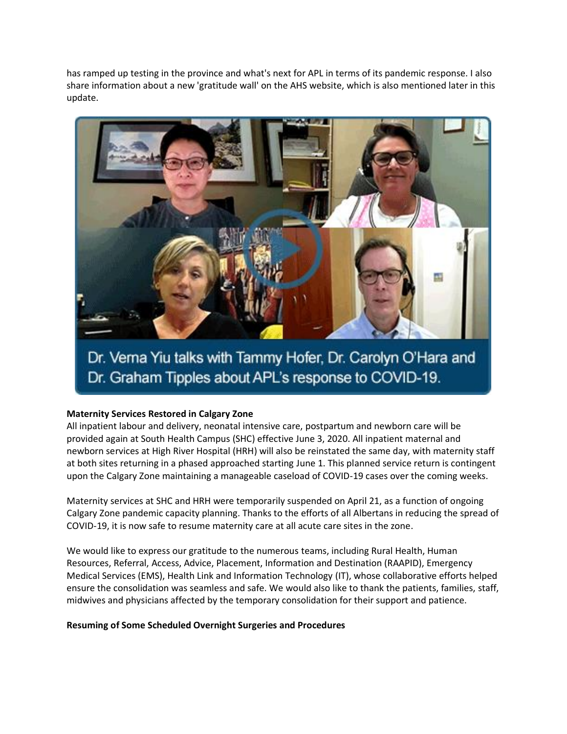has ramped up testing in the province and what's next for APL in terms of its pandemic response. I also share information about a new 'gratitude wall' on the AHS website, which is also mentioned later in this update.

Dr. Verna Yiu talks with Tammy Hofer, Dr. Carolyn O'Hara and Dr. Graham Tipples about APL's response to COVID-19.

**Maternity Services Restored in Calgary Zone**

All inpatient labour and delivery, neonatal intensive care, postpartum and newborn care will be provided again at South Health Campus (SHC) effective June 3, 2020. All inpatient maternal and newborn services at High River Hospital (HRH) will also be reinstated the same day, with maternity staff at both sites returning in a phased approached starting June 1. This planned service return is contingent upon the Calgary Zone maintaining a manageable caseload of COVID-19 cases over the coming weeks.

Maternity services at SHC and HRH were temporarily suspended on April 21, as a function of ongoing Calgary Zone pandemic capacity planning. Thanks to the efforts of all Albertans in reducing the spread of COVID-19, it is now safe to resume maternity care at all acute care sites in the zone.

We would like to express our gratitude to the numerous teams, including Rural Health, Human Resources, Referral, Access, Advice, Placement, Information and Destination (RAAPID), Emergency Medical Services (EMS), Health Link and Information Technology (IT), whose collaborative efforts helped ensure the consolidation was seamless and safe. We would also like to thank the patients, families, staff, midwives and physicians affected by the temporary consolidation for their support and patience.

**Resuming of Some Scheduled Overnight Surgeries and Procedures**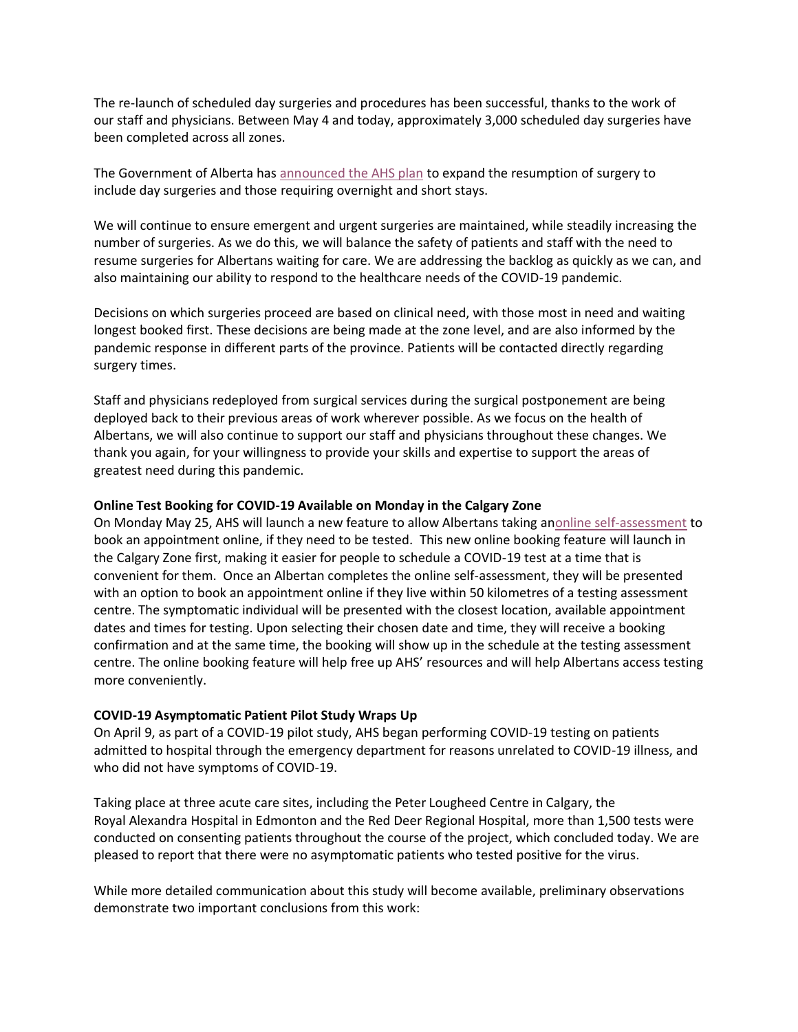The re-launch of scheduled day surgeries and procedures has been successful, thanks to the work of our staff and physicians. Between May 4 and today, approximately 3,000 scheduled day surgeries have been completed across all zones.

The Government of Alberta has announced the AHS plan to expand the resumption of surgery to include day surgeries and those requiring overnight and short stays.

We will continue to ensure emergent and urgent surgeries are maintained, while steadily increasing the number of surgeries. As we do this, we will balance the safety of patients and staff with the need to resume surgeries for Albertans waiting for care. We are addressing the backlog as quickly as we can, and also maintaining our ability to respond to the healthcare needs of the COVID-19 pandemic.

Decisions on which surgeries proceed are based on clinical need, with those most in need and waiting longest booked first. These decisions are being made at the zone level, and are also informed by the pandemic response in different parts of the province. Patients will be contacted directly regarding surgery times.

Staff and physicians redeployed from surgical services during the surgical postponement are being deployed back to their previous areas of work wherever possible. As we focus on the health of Albertans, we will also continue to support our staff and physicians throughout these changes. We thank you again, for your willingness to provide your skills and expertise to support the areas of greatest need during this pandemic.

**Online Test Booking for COVID-19 Available on Monday in the Calgary Zone**

On Monday May 25, AHS will launch a new feature to allow Albertans taking anonline self-assessment to book an appointment online, if they need to be tested. This new online booking feature will launch in the Calgary Zone first, making it easier for people to schedule a COVID-19 test at a time that is convenient for them. Once an Albertan completes the online self-assessment, they will be presented with an option to book an appointment online if they live within 50 kilometres of a testing assessment centre. The symptomatic individual will be presented with the closest location, available appointment dates and times for testing. Upon selecting their chosen date and time, they will receive a booking confirmation and at the same time, the booking will show up in the schedule at the testing assessment centre. The online booking feature will help free up AHS' resources and will help Albertans access testing more conveniently.

**COVID-19 Asymptomatic Patient Pilot Study Wraps Up**

On April 9, as part of a COVID-19 pilot study, AHS began performing COVID-19 testing on patients admitted to hospital through the emergency department for reasons unrelated to COVID-19 illness, and who did not have symptoms of COVID-19.

Taking place at three acute care sites, including the Peter Lougheed Centre in Calgary, the Royal Alexandra Hospital in Edmonton and the Red Deer Regional Hospital, more than 1,500 tests were conducted on consenting patients throughout the course of the project, which concluded today. We are pleased to report that there were no asymptomatic patients who tested positive for the virus.

While more detailed communication about this study will become available, preliminary observations demonstrate two important conclusions from this work: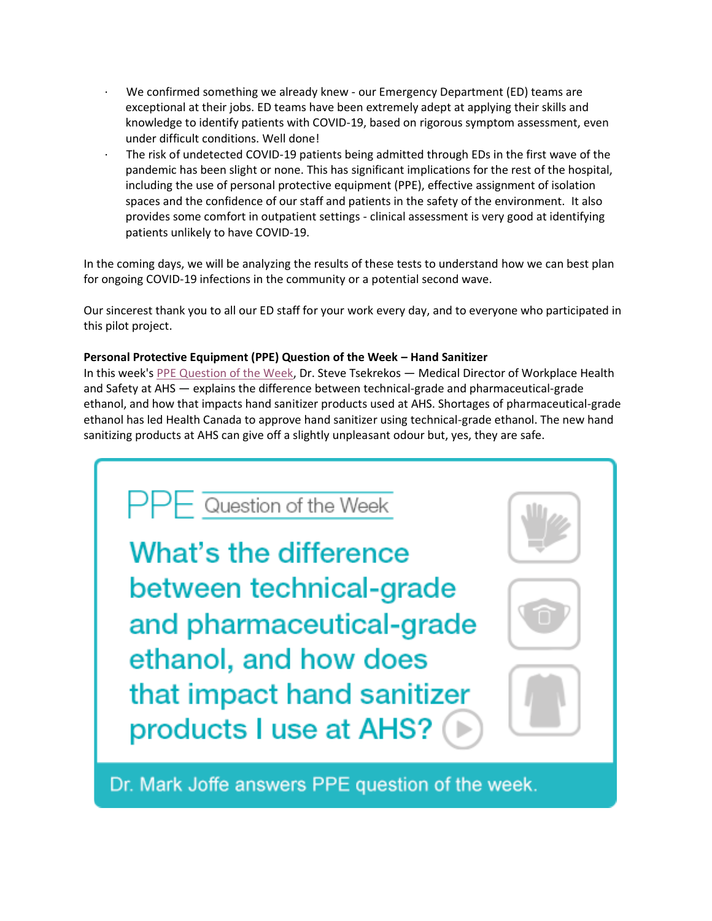- We confirmed something we already knew - our Emergency Department (ED) teams are exceptional at their jobs. ED teams have been extremely adept at applying their skills and knowledge to identify patients with COVID-19, based on rigorous symptom assessment, even under difficult conditions. Well done!
- The risk of undetected COVID-19 patients being admitted through EDs in the first wave of the pandemic has been slight or none. This has significant implications for the rest of the hospital, including the use of personal protective equipment (PPE), effective assignment of isolation spaces and the confidence of our staff and patients in the safety of the environment. It also provides some comfort in outpatient settings - clinical assessment is very good at identifying patients unlikely to have COVID-19.

In the coming days, we will be analyzing the results of these tests to understand how we can best plan for ongoing COVID-19 infections in the community or a potential second wave.

Our sincerest thank you to all our ED staff for your work every day, and to everyone who participated in this pilot project.

**Personal Protective Equipment (PPE) Question of the Week – Hand Sanitizer**
In this week's PPE Question of the Week, Dr. Steve Tsekrekos — Medical Director of Workplace Health and Safety at AHS — explains the difference between technical-grade and pharmaceutical-grade ethanol, and how that impacts hand sanitizer products used at AHS. Shortages of pharmaceutical-grade ethanol has led Health Canada to approve hand sanitizer using technical-grade ethanol. The new hand sanitizing products at AHS can give off a slightly unpleasant odour but, yes, they are safe.

PPE Question of the Week

What's the difference between technical-grade and pharmaceutical-grade ethanol, and how does that impact hand sanitizer products I use at AHS?

Dr. Mark Joffe answers PPE question of the week.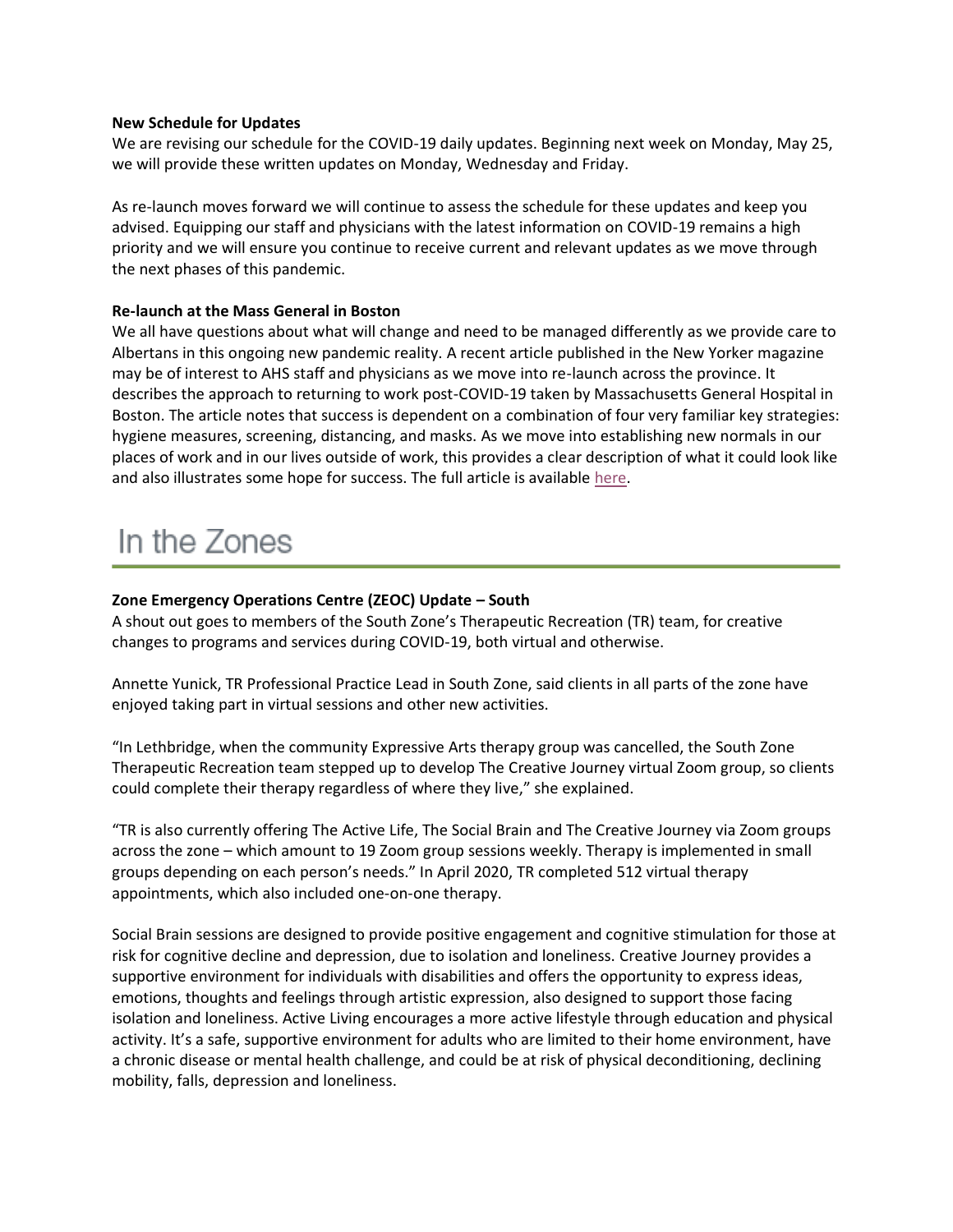**New Schedule for Updates**

We are revising our schedule for the COVID-19 daily updates. Beginning next week on Monday, May 25, we will provide these written updates on Monday, Wednesday and Friday.

As re-launch moves forward we will continue to assess the schedule for these updates and keep you advised. Equipping our staff and physicians with the latest information on COVID-19 remains a high priority and we will ensure you continue to receive current and relevant updates as we move through the next phases of this pandemic.

**Re-launch at the Mass General in Boston**

We all have questions about what will change and need to be managed differently as we provide care to Albertans in this ongoing new pandemic reality. A recent article published in the New Yorker magazine may be of interest to AHS staff and physicians as we move into re-launch across the province. It describes the approach to returning to work post-COVID-19 taken by Massachusetts General Hospital in Boston. The article notes that success is dependent on a combination of four very familiar key strategies: hygiene measures, screening, distancing, and masks. As we move into establishing new normals in our places of work and in our lives outside of work, this provides a clear description of what it could look like and also illustrates some hope for success. The full article is available here.

# In the Zones

**Zone Emergency Operations Centre (ZEOC) Update – South**

A shout out goes to members of the South Zone's Therapeutic Recreation (TR) team, for creative changes to programs and services during COVID-19, both virtual and otherwise.

Annette Yunick, TR Professional Practice Lead in South Zone, said clients in all parts of the zone have enjoyed taking part in virtual sessions and other new activities.

"In Lethbridge, when the community Expressive Arts therapy group was cancelled, the South Zone Therapeutic Recreation team stepped up to develop The Creative Journey virtual Zoom group, so clients could complete their therapy regardless of where they live," she explained.

"TR is also currently offering The Active Life, The Social Brain and The Creative Journey via Zoom groups across the zone – which amount to 19 Zoom group sessions weekly. Therapy is implemented in small groups depending on each person's needs." In April 2020, TR completed 512 virtual therapy appointments, which also included one-on-one therapy.

Social Brain sessions are designed to provide positive engagement and cognitive stimulation for those at risk for cognitive decline and depression, due to isolation and loneliness. Creative Journey provides a supportive environment for individuals with disabilities and offers the opportunity to express ideas, emotions, thoughts and feelings through artistic expression, also designed to support those facing isolation and loneliness. Active Living encourages a more active lifestyle through education and physical activity. It's a safe, supportive environment for adults who are limited to their home environment, have a chronic disease or mental health challenge, and could be at risk of physical deconditioning, declining mobility, falls, depression and loneliness.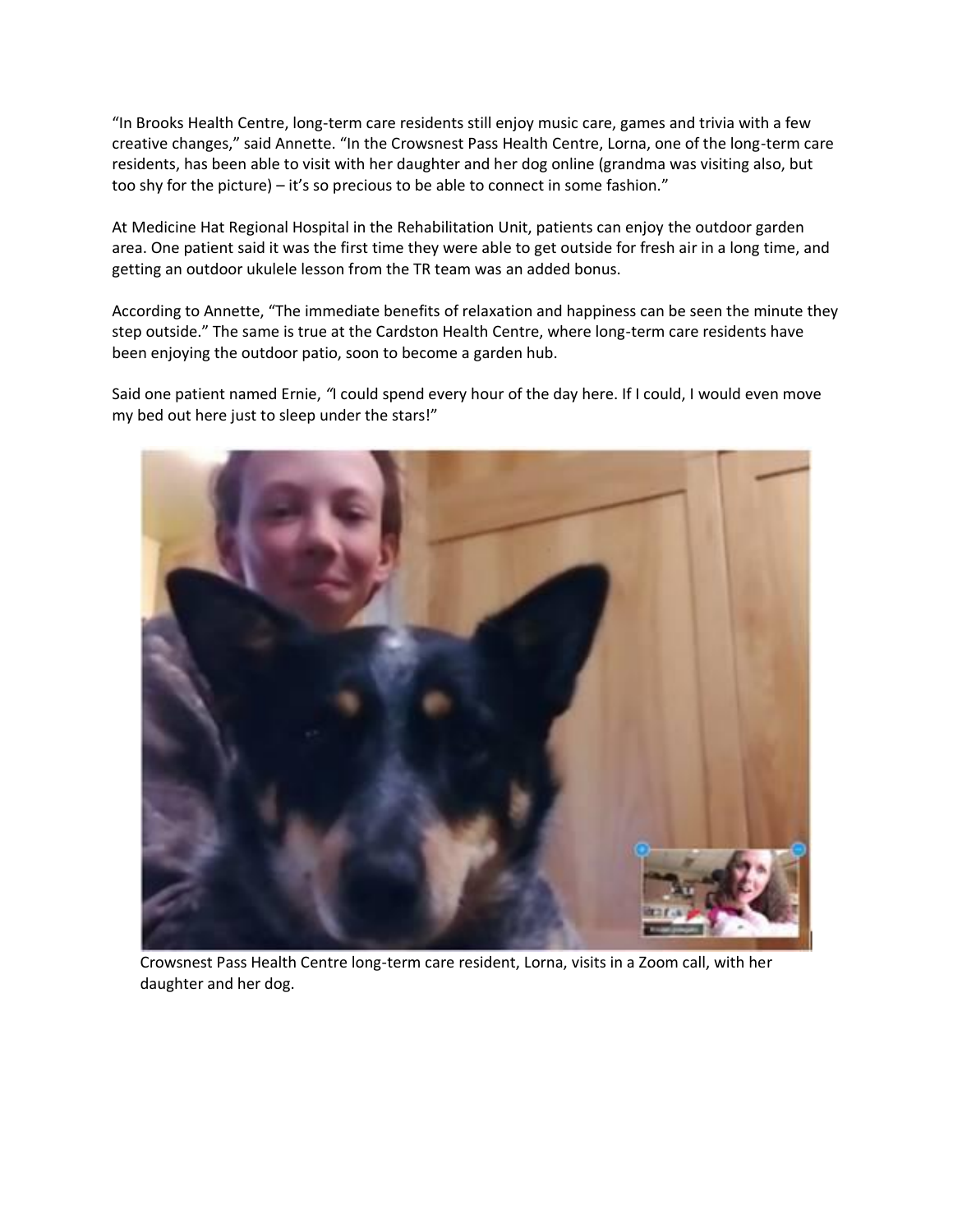"In Brooks Health Centre, long-term care residents still enjoy music care, games and trivia with a few creative changes," said Annette. "In the Crowsnest Pass Health Centre, Lorna, one of the long-term care residents, has been able to visit with her daughter and her dog online (grandma was visiting also, but too shy for the picture) – it's so precious to be able to connect in some fashion."

At Medicine Hat Regional Hospital in the Rehabilitation Unit, patients can enjoy the outdoor garden area. One patient said it was the first time they were able to get outside for fresh air in a long time, and getting an outdoor ukulele lesson from the TR team was an added bonus.

According to Annette, "The immediate benefits of relaxation and happiness can be seen the minute they step outside." The same is true at the Cardston Health Centre, where long-term care residents have been enjoying the outdoor patio, soon to become a garden hub.

Said one patient named Ernie, "I could spend every hour of the day here. If I could, I would even move my bed out here just to sleep under the stars!"

Crowsnest Pass Health Centre long-term care resident, Lorna, visits in a Zoom call, with her daughter and her dog.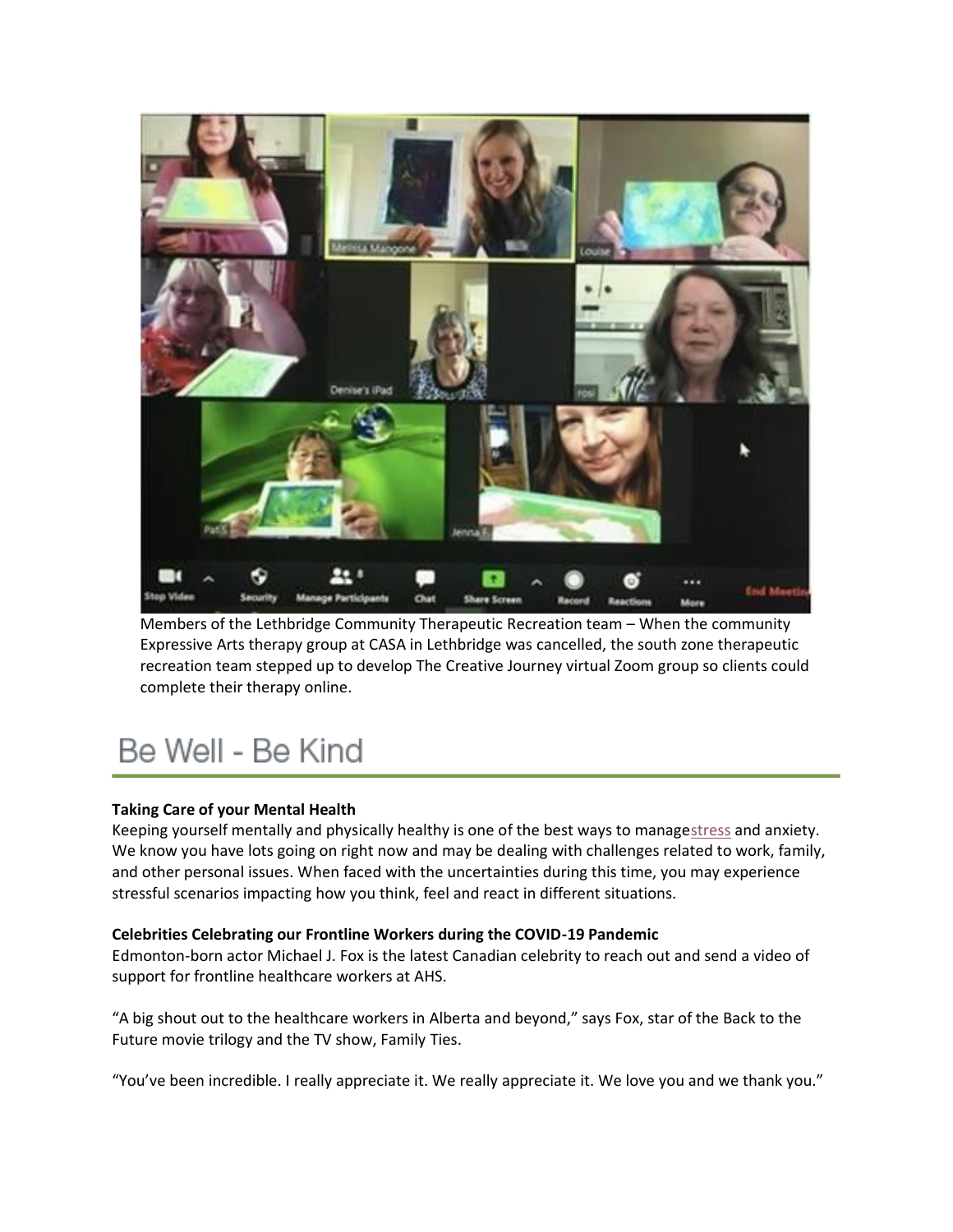Members of the Lethbridge Community Therapeutic Recreation team – When the community Expressive Arts therapy group at CASA in Lethbridge was cancelled, the south zone therapeutic recreation team stepped up to develop The Creative Journey virtual Zoom group so clients could complete their therapy online.

# Be Well - Be Kind

**Taking Care of your Mental Health**

Keeping yourself mentally and physically healthy is one of the best ways to managestress and anxiety. We know you have lots going on right now and may be dealing with challenges related to work, family, and other personal issues. When faced with the uncertainties during this time, you may experience stressful scenarios impacting how you think, feel and react in different situations.

**Celebrities Celebrating our Frontline Workers during the COVID-19 Pandemic**

Edmonton-born actor Michael J. Fox is the latest Canadian celebrity to reach out and send a video of support for frontline healthcare workers at AHS.

"A big shout out to the healthcare workers in Alberta and beyond," says Fox, star of the Back to the Future movie trilogy and the TV show, Family Ties.

"You've been incredible. I really appreciate it. We really appreciate it. We love you and we thank you."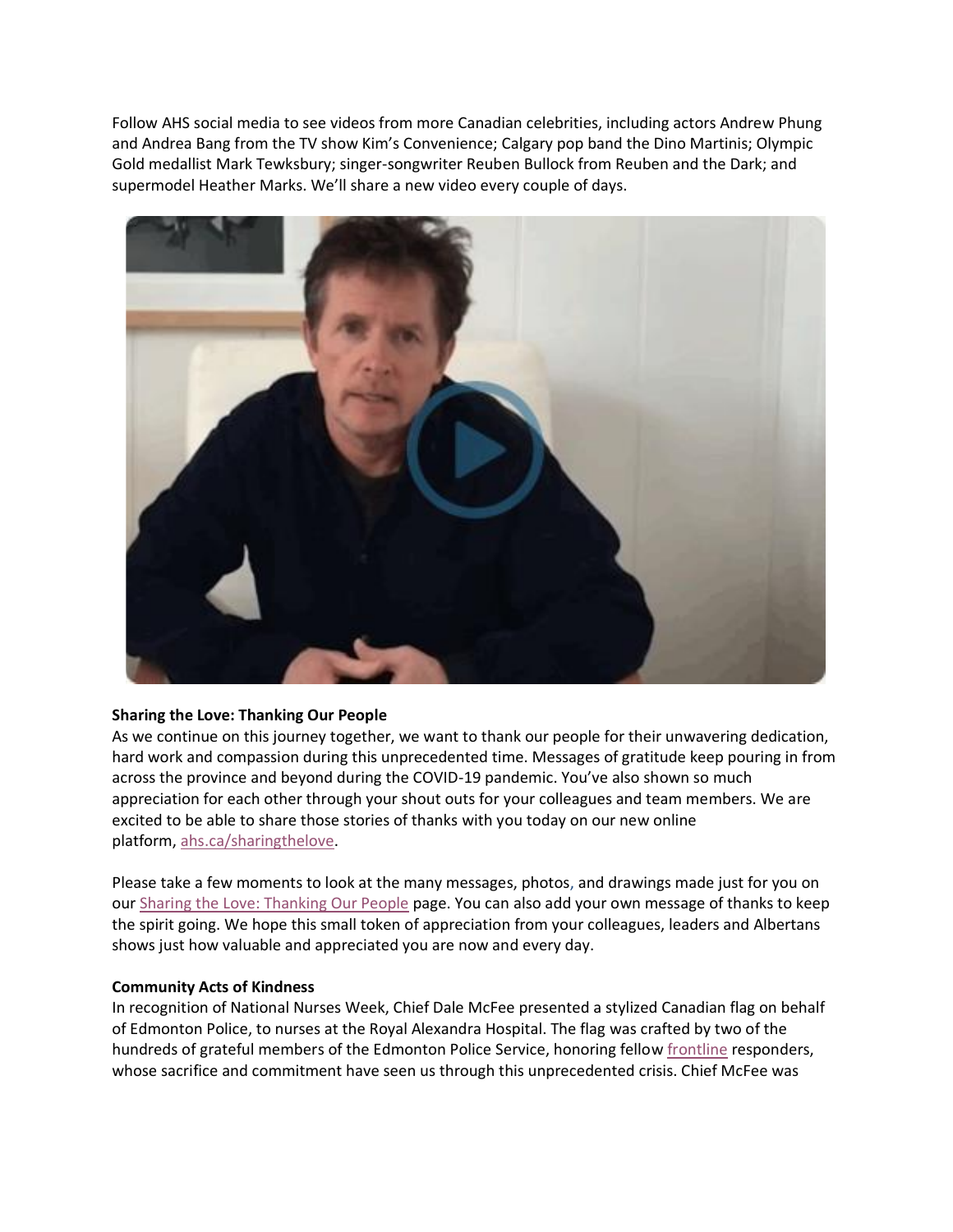Follow AHS social media to see videos from more Canadian celebrities, including actors Andrew Phung and Andrea Bang from the TV show Kim's Convenience; Calgary pop band the Dino Martinis; Olympic Gold medallist Mark Tewksbury; singer-songwriter Reuben Bullock from Reuben and the Dark; and supermodel Heather Marks. We'll share a new video every couple of days.

**Sharing the Love: Thanking Our People**

As we continue on this journey together, we want to thank our people for their unwavering dedication, hard work and compassion during this unprecedented time. Messages of gratitude keep pouring in from across the province and beyond during the COVID-19 pandemic. You've also shown so much appreciation for each other through your shout outs for your colleagues and team members. We are excited to be able to share those stories of thanks with you today on our new online platform, ahs.ca/sharingthelove.

Please take a few moments to look at the many messages, photos, and drawings made just for you on our Sharing the Love: Thanking Our People page. You can also add your own message of thanks to keep the spirit going. We hope this small token of appreciation from your colleagues, leaders and Albertans shows just how valuable and appreciated you are now and every day.

**Community Acts of Kindness**

In recognition of National Nurses Week, Chief Dale McFee presented a stylized Canadian flag on behalf of Edmonton Police, to nurses at the Royal Alexandra Hospital. The flag was crafted by two of the hundreds of grateful members of the Edmonton Police Service, honoring fellow frontline responders, whose sacrifice and commitment have seen us through this unprecedented crisis. Chief McFee was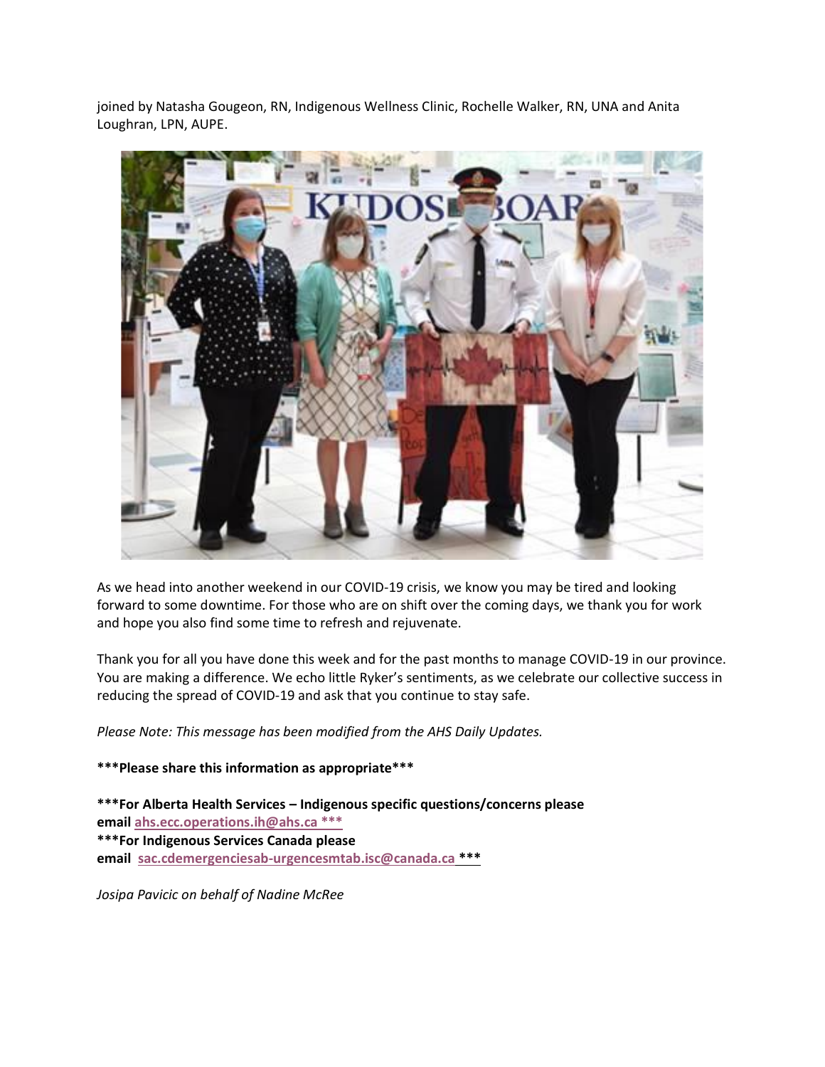joined by Natasha Gougeon, RN, Indigenous Wellness Clinic, Rochelle Walker, RN, UNA and Anita Loughran, LPN, AUPE.

As we head into another weekend in our COVID-19 crisis, we know you may be tired and looking forward to some downtime. For those who are on shift over the coming days, we thank you for work and hope you also find some time to refresh and rejuvenate.

Thank you for all you have done this week and for the past months to manage COVID-19 in our province. You are making a difference. We echo little Ryker's sentiments, as we celebrate our collective success in reducing the spread of COVID-19 and ask that you continue to stay safe.

*Please Note: This message has been modified from the AHS Daily Updates.*

**\*\*\*Please share this information as appropriate\*\*\***

**\*\*\*For Alberta Health Services – Indigenous specific questions/concerns please email ahs.ecc.operations.ih@ahs.ca \*\*\***
**\*\*\*For Indigenous Services Canada please email sac.cdemergenciesab-urgencesmtab.isc@canada.ca \*\*\***

*Josipa Pavicic on behalf of Nadine McRee*